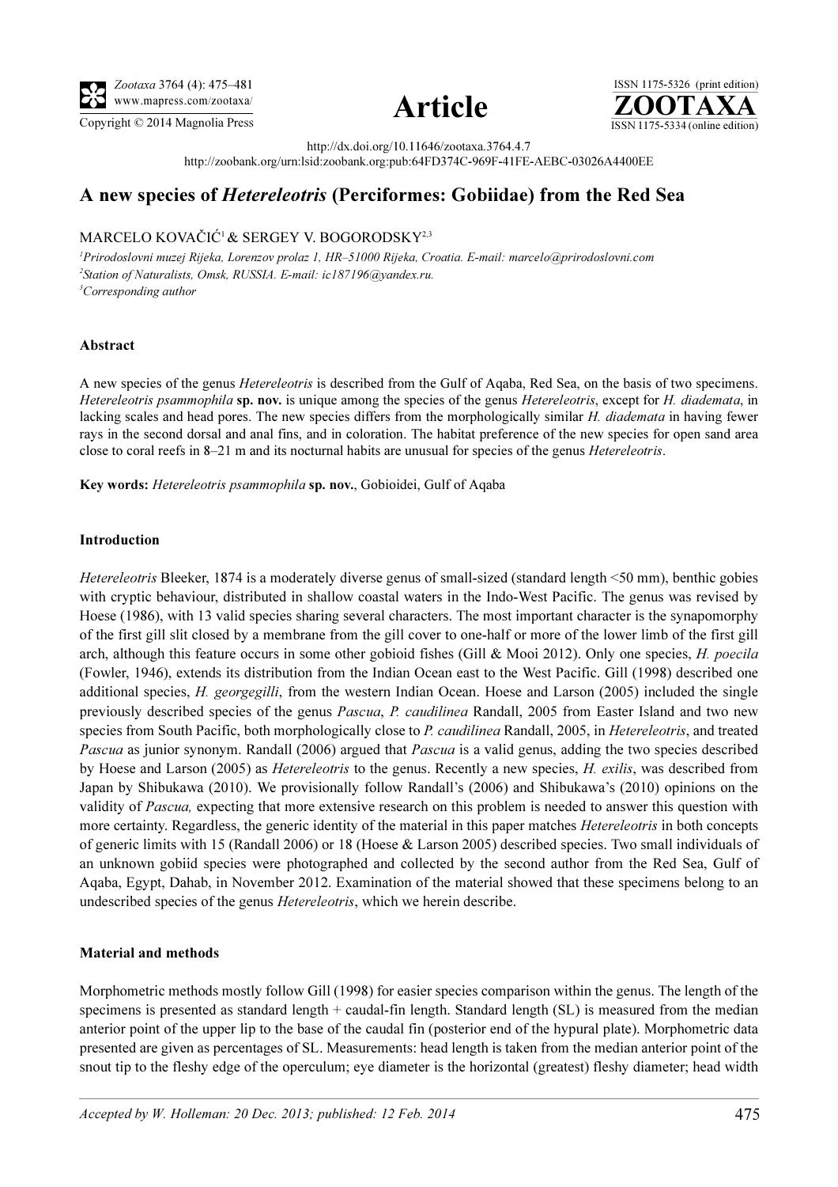# A new species of *Hetereleotris* (Perciformes: Gobiidae) from the Red Sea

MARCELO KOVAČIĆ[1] & SERGEY V. BOGORODSKY[2,3]

[1]*Prirodoslovni muzej Rijeka, Lorenzov prolaz 1, HR–51000 Rijeka, Croatia. E-mail: marcelo@prirodoslovni.com*
[2]*Station of Naturalists, Omsk, RUSSIA. E-mail: ic187196@yandex.ru.*
[3]*Corresponding author*

http://dx.doi.org/10.11646/zootaxa.3764.4.7
http://zoobank.org/urn:lsid:zoobank.org:pub:64FD374C-969F-41FE-AEBC-03026A4400EE

## Abstract

A new species of the genus *Hetereleotris* is described from the Gulf of Aqaba, Red Sea, on the basis of two specimens. *Hetereleotris psammophila* **sp. nov.** is unique among the species of the genus *Hetereleotris*, except for *H. diademata*, in lacking scales and head pores. The new species differs from the morphologically similar *H. diademata* in having fewer rays in the second dorsal and anal fins, and in coloration. The habitat preference of the new species for open sand area close to coral reefs in 8–21 m and its nocturnal habits are unusual for species of the genus *Hetereleotris*.

**Key words:** *Hetereleotris psammophila* **sp. nov.**, Gobioidei, Gulf of Aqaba

## Introduction

*Hetereleotris* Bleeker, 1874 is a moderately diverse genus of small-sized (standard length <50 mm), benthic gobies with cryptic behaviour, distributed in shallow coastal waters in the Indo-West Pacific. The genus was revised by Hoese (1986), with 13 valid species sharing several characters. The most important character is the synapomorphy of the first gill slit closed by a membrane from the gill cover to one-half or more of the lower limb of the first gill arch, although this feature occurs in some other gobioid fishes (Gill & Mooi 2012). Only one species, *H. poecila* (Fowler, 1946), extends its distribution from the Indian Ocean east to the West Pacific. Gill (1998) described one additional species, *H. georgegilli*, from the western Indian Ocean. Hoese and Larson (2005) included the single previously described species of the genus *Pascua*, *P. caudilinea* Randall, 2005 from Easter Island and two new species from South Pacific, both morphologically close to *P. caudilinea* Randall, 2005, in *Hetereleotris*, and treated *Pascua* as junior synonym. Randall (2006) argued that *Pascua* is a valid genus, adding the two species described by Hoese and Larson (2005) as *Hetereleotris* to the genus. Recently a new species, *H. exilis*, was described from Japan by Shibukawa (2010). We provisionally follow Randall's (2006) and Shibukawa's (2010) opinions on the validity of *Pascua,* expecting that more extensive research on this problem is needed to answer this question with more certainty. Regardless, the generic identity of the material in this paper matches *Hetereleotris* in both concepts of generic limits with 15 (Randall 2006) or 18 (Hoese & Larson 2005) described species. Two small individuals of an unknown gobiid species were photographed and collected by the second author from the Red Sea, Gulf of Aqaba, Egypt, Dahab, in November 2012. Examination of the material showed that these specimens belong to an undescribed species of the genus *Hetereleotris*, which we herein describe.

## Material and methods

Morphometric methods mostly follow Gill (1998) for easier species comparison within the genus. The length of the specimens is presented as standard length + caudal-fin length. Standard length (SL) is measured from the median anterior point of the upper lip to the base of the caudal fin (posterior end of the hypural plate). Morphometric data presented are given as percentages of SL. Measurements: head length is taken from the median anterior point of the snout tip to the fleshy edge of the operculum; eye diameter is the horizontal (greatest) fleshy diameter; head width

*Accepted by W. Holleman: 20 Dec. 2013; published: 12 Feb. 2014*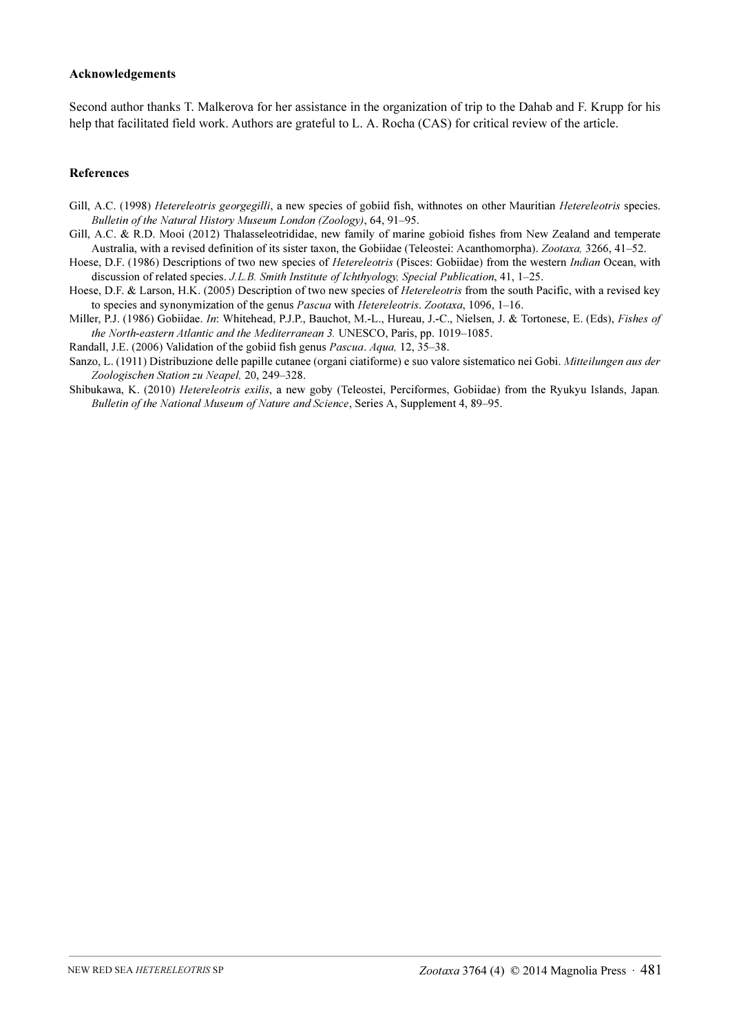### Acknowledgements

Second author thanks T. Malkerova for her assistance in the organization of trip to the Dahab and F. Krupp for his help that facilitated field work. Authors are grateful to L. A. Rocha (CAS) for critical review of the article.

### References

Gill, A.C. (1998) *Hetereleotris georgegilli*, a new species of gobiid fish, withnotes on other Mauritian *Hetereleotris* species. *Bulletin of the Natural History Museum London (Zoology)*, 64, 91–95.

Gill, A.C. & R.D. Mooi (2012) Thalasseleotrididae, new family of marine gobioid fishes from New Zealand and temperate Australia, with a revised definition of its sister taxon, the Gobiidae (Teleostei: Acanthomorpha). *Zootaxa,* 3266, 41–52.

Hoese, D.F. (1986) Descriptions of two new species of *Hetereleotris* (Pisces: Gobiidae) from the western *Indian* Ocean, with discussion of related species. *J.L.B. Smith Institute of Ichthyology, Special Publication*, 41, 1–25.

Hoese, D.F. & Larson, H.K. (2005) Description of two new species of *Hetereleotris* from the south Pacific, with a revised key to species and synonymization of the genus *Pascua* with *Hetereleotris*. *Zootaxa*, 1096, 1–16.

Miller, P.J. (1986) Gobiidae. *In*: Whitehead, P.J.P., Bauchot, M.-L., Hureau, J.-C., Nielsen, J. & Tortonese, E. (Eds), *Fishes of the North-eastern Atlantic and the Mediterranean 3.* UNESCO, Paris, pp. 1019–1085.

Randall, J.E. (2006) Validation of the gobiid fish genus *Pascua*. *Aqua,* 12, 35–38.

Sanzo, L. (1911) Distribuzione delle papille cutanee (organi ciatiforme) e suo valore sistematico nei Gobi. *Mitteilungen aus der Zoologischen Station zu Neapel,* 20, 249–328.

Shibukawa, K. (2010) *Hetereleotris exilis*, a new goby (Teleostei, Perciformes, Gobiidae) from the Ryukyu Islands, Japan*.* *Bulletin of the National Museum of Nature and Science*, Series A, Supplement 4, 89–95.